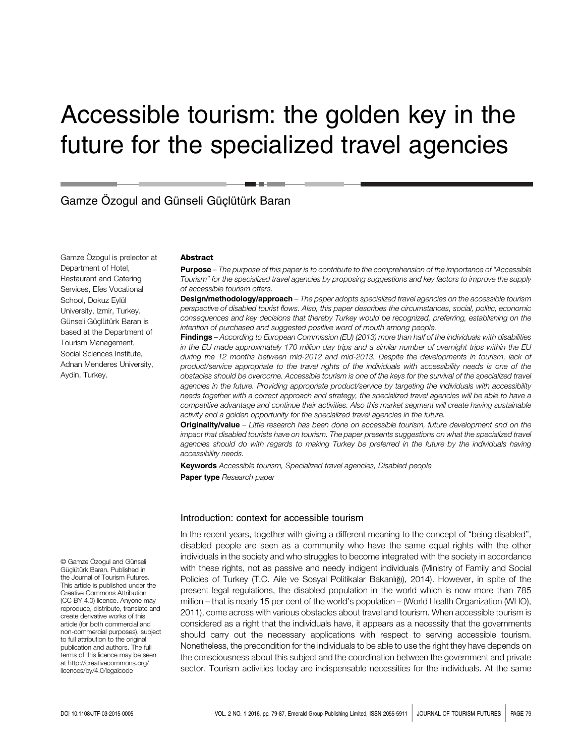# Accessible tourism: the golden key in the future for the specialized travel agencies

Gamze Özogul and Günseli Güçlütürk Baran

Gamze Özogul is prelector at Department of Hotel, Restaurant and Catering Services, Efes Vocational School, Dokuz Eylül University, Izmir, Turkey. Günseli Güçlütürk Baran is based at the Department of Tourism Management, Social Sciences Institute, Adnan Menderes University, Aydin, Turkey.

## Abstract

**Purpose** – *The purpose of this paper is to contribute to the comprehension of the importance of "Accessible Tourism" for the specialized travel agencies by proposing suggestions and key factors to improve the supply of accessible tourism offers.*

**Design/methodology/approach** – *The paper adopts specialized travel agencies on the accessible tourism perspective of disabled tourist flows. Also, this paper describes the circumstances, social, politic, economic consequences and key decisions that thereby Turkey would be recognized, preferring, establishing on the intention of purchased and suggested positive word of mouth among people.*

**Findings** – *According to European Commission (EU) (2013) more than half of the individuals with disabilities in the EU made approximately 170 million day trips and a similar number of overnight trips within the EU during the 12 months between mid-2012 and mid-2013. Despite the developments in tourism, lack of product/service appropriate to the travel rights of the individuals with accessibility needs is one of the obstacles should be overcome. Accessible tourism is one of the keys for the survival of the specialized travel agencies in the future. Providing appropriate product/service by targeting the individuals with accessibility needs together with a correct approach and strategy, the specialized travel agencies will be able to have a competitive advantage and continue their activities. Also this market segment will create having sustainable activity and a golden opportunity for the specialized travel agencies in the future.*

**Originality/value** – *Little research has been done on accessible tourism, future development and on the impact that disabled tourists have on tourism. The paper presents suggestions on what the specialized travel agencies should do with regards to making Turkey be preferred in the future by the individuals having accessibility needs.*

**Keywords** *Accessible tourism, Specialized travel agencies, Disabled people*

**Paper type** *Research paper*

© Gamze Özogul and Günseli Güçlütürk Baran. Published in the Journal of Tourism Futures. This article is published under the Creative Commons Attribution (CC BY 4.0) licence. Anyone may reproduce, distribute, translate and create derivative works of this article (for both commercial and non-commercial purposes), subject to full attribution to the original publication and authors. The full terms of this licence may be seen at http://creativecommons.org/licences/by/4.0/legalcode

## Introduction: context for accessible tourism

In the recent years, together with giving a different meaning to the concept of "being disabled", disabled people are seen as a community who have the same equal rights with the other individuals in the society and who struggles to become integrated with the society in accordance with these rights, not as passive and needy indigent individuals (Ministry of Family and Social Policies of Turkey (T.C. Aile ve Sosyal Politikalar Bakanlığı), 2014). However, in spite of the present legal regulations, the disabled population in the world which is now more than 785 million – that is nearly 15 per cent of the world's population – (World Health Organization (WHO), 2011), come across with various obstacles about travel and tourism. When accessible tourism is considered as a right that the individuals have, it appears as a necessity that the governments should carry out the necessary applications with respect to serving accessible tourism. Nonetheless, the precondition for the individuals to be able to use the right they have depends on the consciousness about this subject and the coordination between the government and private sector. Tourism activities today are indispensable necessities for the individuals. At the same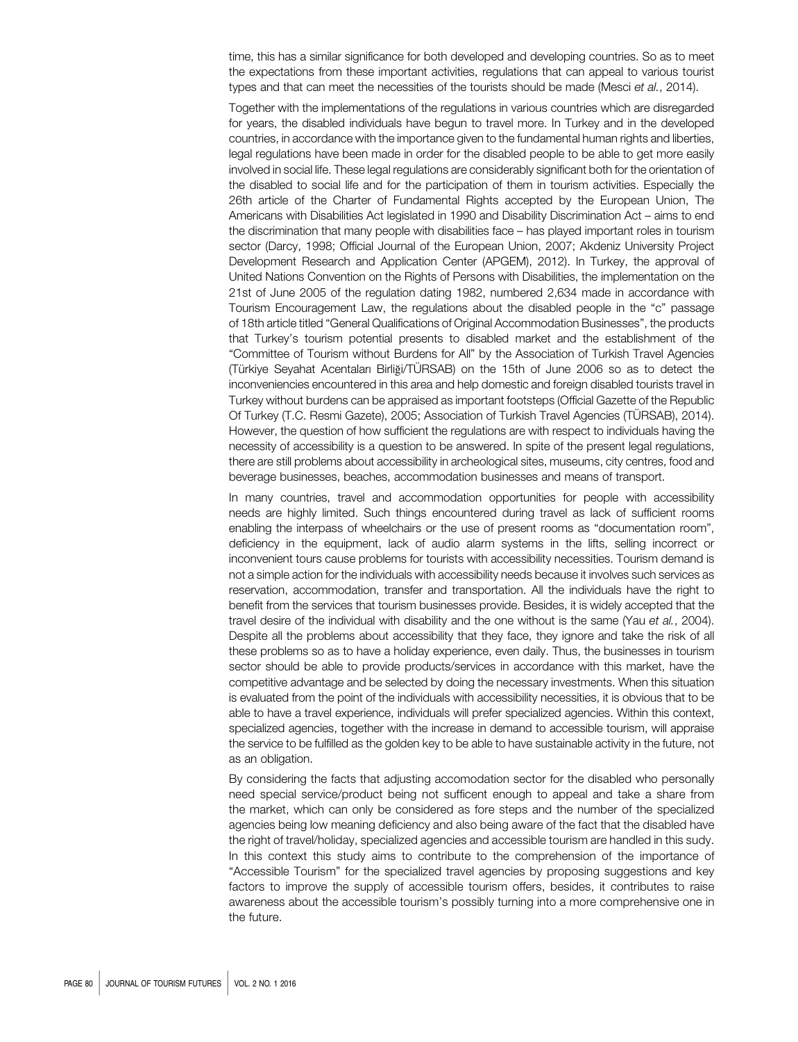time, this has a similar significance for both developed and developing countries. So as to meet the expectations from these important activities, regulations that can appeal to various tourist types and that can meet the necessities of the tourists should be made (Mesci *et al.*, 2014).

Together with the implementations of the regulations in various countries which are disregarded for years, the disabled individuals have begun to travel more. In Turkey and in the developed countries, in accordance with the importance given to the fundamental human rights and liberties, legal regulations have been made in order for the disabled people to be able to get more easily involved in social life. These legal regulations are considerably significant both for the orientation of the disabled to social life and for the participation of them in tourism activities. Especially the 26th article of the Charter of Fundamental Rights accepted by the European Union, The Americans with Disabilities Act legislated in 1990 and Disability Discrimination Act – aims to end the discrimination that many people with disabilities face – has played important roles in tourism sector (Darcy, 1998; Official Journal of the European Union, 2007; Akdeniz University Project Development Research and Application Center (APGEM), 2012). In Turkey, the approval of United Nations Convention on the Rights of Persons with Disabilities, the implementation on the 21st of June 2005 of the regulation dating 1982, numbered 2,634 made in accordance with Tourism Encouragement Law, the regulations about the disabled people in the "c" passage of 18th article titled "General Qualifications of Original Accommodation Businesses", the products that Turkey's tourism potential presents to disabled market and the establishment of the "Committee of Tourism without Burdens for All" by the Association of Turkish Travel Agencies (Türkiye Seyahat Acentaları Birliği/TÜRSAB) on the 15th of June 2006 so as to detect the inconveniencies encountered in this area and help domestic and foreign disabled tourists travel in Turkey without burdens can be appraised as important footsteps (Official Gazette of the Republic Of Turkey (T.C. Resmi Gazete), 2005; Association of Turkish Travel Agencies (TÜRSAB), 2014). However, the question of how sufficient the regulations are with respect to individuals having the necessity of accessibility is a question to be answered. In spite of the present legal regulations, there are still problems about accessibility in archeological sites, museums, city centres, food and beverage businesses, beaches, accommodation businesses and means of transport.

In many countries, travel and accommodation opportunities for people with accessibility needs are highly limited. Such things encountered during travel as lack of sufficient rooms enabling the interpass of wheelchairs or the use of present rooms as "documentation room", deficiency in the equipment, lack of audio alarm systems in the lifts, selling incorrect or inconvenient tours cause problems for tourists with accessibility necessities. Tourism demand is not a simple action for the individuals with accessibility needs because it involves such services as reservation, accommodation, transfer and transportation. All the individuals have the right to benefit from the services that tourism businesses provide. Besides, it is widely accepted that the travel desire of the individual with disability and the one without is the same (Yau *et al.*, 2004). Despite all the problems about accessibility that they face, they ignore and take the risk of all these problems so as to have a holiday experience, even daily. Thus, the businesses in tourism sector should be able to provide products/services in accordance with this market, have the competitive advantage and be selected by doing the necessary investments. When this situation is evaluated from the point of the individuals with accessibility necessities, it is obvious that to be able to have a travel experience, individuals will prefer specialized agencies. Within this context, specialized agencies, together with the increase in demand to accessible tourism, will appraise the service to be fulfilled as the golden key to be able to have sustainable activity in the future, not as an obligation.

By considering the facts that adjusting accomodation sector for the disabled who personally need special service/product being not sufficent enough to appeal and take a share from the market, which can only be considered as fore steps and the number of the specialized agencies being low meaning deficiency and also being aware of the fact that the disabled have the right of travel/holiday, specialized agencies and accessible tourism are handled in this sudy. In this context this study aims to contribute to the comprehension of the importance of "Accessible Tourism" for the specialized travel agencies by proposing suggestions and key factors to improve the supply of accessible tourism offers, besides, it contributes to raise awareness about the accessible tourism's possibly turning into a more comprehensive one in the future.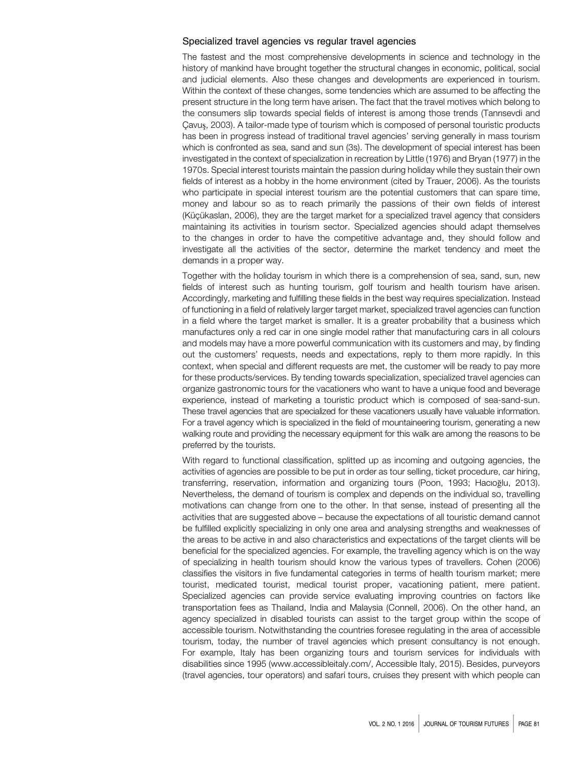### Specialized travel agencies vs regular travel agencies

The fastest and the most comprehensive developments in science and technology in the history of mankind have brought together the structural changes in economic, political, social and judicial elements. Also these changes and developments are experienced in tourism. Within the context of these changes, some tendencies which are assumed to be affecting the present structure in the long term have arisen. The fact that the travel motives which belong to the consumers slip towards special fields of interest is among those trends (Tanrısevdi and Çavuş, 2003). A tailor-made type of tourism which is composed of personal touristic products has been in progress instead of traditional travel agencies' serving generally in mass tourism which is confronted as sea, sand and sun (3s). The development of special interest has been investigated in the context of specialization in recreation by Little (1976) and Bryan (1977) in the 1970s. Special interest tourists maintain the passion during holiday while they sustain their own fields of interest as a hobby in the home environment (cited by Trauer, 2006). As the tourists who participate in special interest tourism are the potential customers that can spare time, money and labour so as to reach primarily the passions of their own fields of interest (Küçükaslan, 2006), they are the target market for a specialized travel agency that considers maintaining its activities in tourism sector. Specialized agencies should adapt themselves to the changes in order to have the competitive advantage and, they should follow and investigate all the activities of the sector, determine the market tendency and meet the demands in a proper way.

Together with the holiday tourism in which there is a comprehension of sea, sand, sun, new fields of interest such as hunting tourism, golf tourism and health tourism have arisen. Accordingly, marketing and fulfilling these fields in the best way requires specialization. Instead of functioning in a field of relatively larger target market, specialized travel agencies can function in a field where the target market is smaller. It is a greater probability that a business which manufactures only a red car in one single model rather that manufacturing cars in all colours and models may have a more powerful communication with its customers and may, by finding out the customers' requests, needs and expectations, reply to them more rapidly. In this context, when special and different requests are met, the customer will be ready to pay more for these products/services. By tending towards specialization, specialized travel agencies can organize gastronomic tours for the vacationers who want to have a unique food and beverage experience, instead of marketing a touristic product which is composed of sea-sand-sun. These travel agencies that are specialized for these vacationers usually have valuable information. For a travel agency which is specialized in the field of mountaineering tourism, generating a new walking route and providing the necessary equipment for this walk are among the reasons to be preferred by the tourists.

With regard to functional classification, splitted up as incoming and outgoing agencies, the activities of agencies are possible to be put in order as tour selling, ticket procedure, car hiring, transferring, reservation, information and organizing tours (Poon, 1993; Hacıoğlu, 2013). Nevertheless, the demand of tourism is complex and depends on the individual so, travelling motivations can change from one to the other. In that sense, instead of presenting all the activities that are suggested above – because the expectations of all touristic demand cannot be fulfilled explicitly specializing in only one area and analysing strengths and weaknesses of the areas to be active in and also characteristics and expectations of the target clients will be beneficial for the specialized agencies. For example, the travelling agency which is on the way of specializing in health tourism should know the various types of travellers. Cohen (2006) classifies the visitors in five fundamental categories in terms of health tourism market; mere tourist, medicated tourist, medical tourist proper, vacationing patient, mere patient. Specialized agencies can provide service evaluating improving countries on factors like transportation fees as Thailand, India and Malaysia (Connell, 2006). On the other hand, an agency specialized in disabled tourists can assist to the target group within the scope of accessible tourism. Notwithstanding the countries foresee regulating in the area of accessible tourism, today, the number of travel agencies which present consultancy is not enough. For example, Italy has been organizing tours and tourism services for individuals with disabilities since 1995 (www.accessibleitaly.com/, Accessible Italy, 2015). Besides, purveyors (travel agencies, tour operators) and safari tours, cruises they present with which people can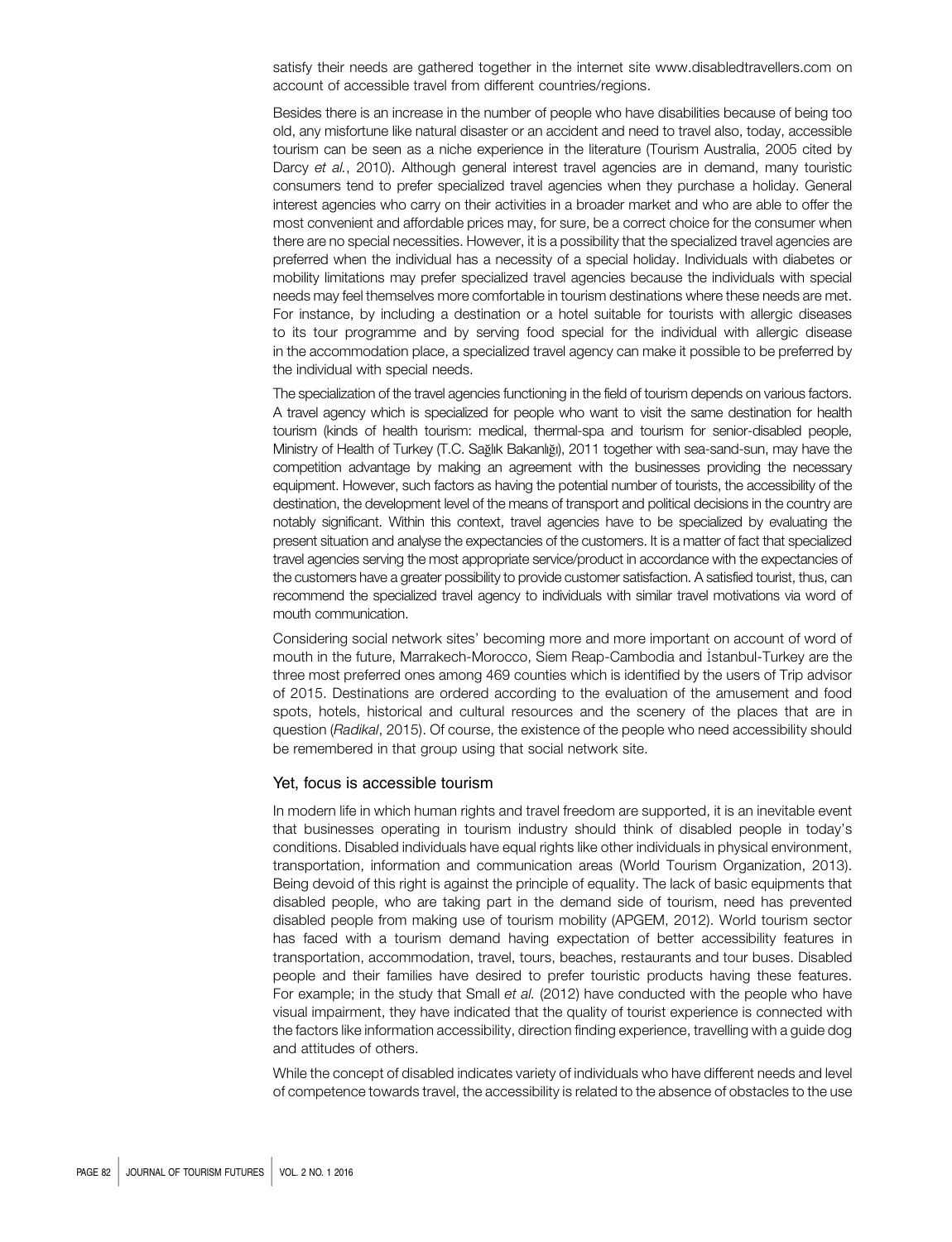satisfy their needs are gathered together in the internet site www.disabledtravellers.com on account of accessible travel from different countries/regions.

Besides there is an increase in the number of people who have disabilities because of being too old, any misfortune like natural disaster or an accident and need to travel also, today, accessible tourism can be seen as a niche experience in the literature (Tourism Australia, 2005 cited by Darcy *et al.*, 2010). Although general interest travel agencies are in demand, many touristic consumers tend to prefer specialized travel agencies when they purchase a holiday. General interest agencies who carry on their activities in a broader market and who are able to offer the most convenient and affordable prices may, for sure, be a correct choice for the consumer when there are no special necessities. However, it is a possibility that the specialized travel agencies are preferred when the individual has a necessity of a special holiday. Individuals with diabetes or mobility limitations may prefer specialized travel agencies because the individuals with special needs may feel themselves more comfortable in tourism destinations where these needs are met. For instance, by including a destination or a hotel suitable for tourists with allergic diseases to its tour programme and by serving food special for the individual with allergic disease in the accommodation place, a specialized travel agency can make it possible to be preferred by the individual with special needs.

The specialization of the travel agencies functioning in the field of tourism depends on various factors. A travel agency which is specialized for people who want to visit the same destination for health tourism (kinds of health tourism: medical, thermal-spa and tourism for senior-disabled people, Ministry of Health of Turkey (T.C. Sağlık Bakanlığı), 2011 together with sea-sand-sun, may have the competition advantage by making an agreement with the businesses providing the necessary equipment. However, such factors as having the potential number of tourists, the accessibility of the destination, the development level of the means of transport and political decisions in the country are notably significant. Within this context, travel agencies have to be specialized by evaluating the present situation and analyse the expectancies of the customers. It is a matter of fact that specialized travel agencies serving the most appropriate service/product in accordance with the expectancies of the customers have a greater possibility to provide customer satisfaction. A satisfied tourist, thus, can recommend the specialized travel agency to individuals with similar travel motivations via word of mouth communication.

Considering social network sites' becoming more and more important on account of word of mouth in the future, Marrakech-Morocco, Siem Reap-Cambodia and İstanbul-Turkey are the three most preferred ones among 469 counties which is identified by the users of Trip advisor of 2015. Destinations are ordered according to the evaluation of the amusement and food spots, hotels, historical and cultural resources and the scenery of the places that are in question (*Radikal*, 2015). Of course, the existence of the people who need accessibility should be remembered in that group using that social network site.

## Yet, focus is accessible tourism

In modern life in which human rights and travel freedom are supported, it is an inevitable event that businesses operating in tourism industry should think of disabled people in today's conditions. Disabled individuals have equal rights like other individuals in physical environment, transportation, information and communication areas (World Tourism Organization, 2013). Being devoid of this right is against the principle of equality. The lack of basic equipments that disabled people, who are taking part in the demand side of tourism, need has prevented disabled people from making use of tourism mobility (APGEM, 2012). World tourism sector has faced with a tourism demand having expectation of better accessibility features in transportation, accommodation, travel, tours, beaches, restaurants and tour buses. Disabled people and their families have desired to prefer touristic products having these features. For example; in the study that Small *et al.* (2012) have conducted with the people who have visual impairment, they have indicated that the quality of tourist experience is connected with the factors like information accessibility, direction finding experience, travelling with a guide dog and attitudes of others.

While the concept of disabled indicates variety of individuals who have different needs and level of competence towards travel, the accessibility is related to the absence of obstacles to the use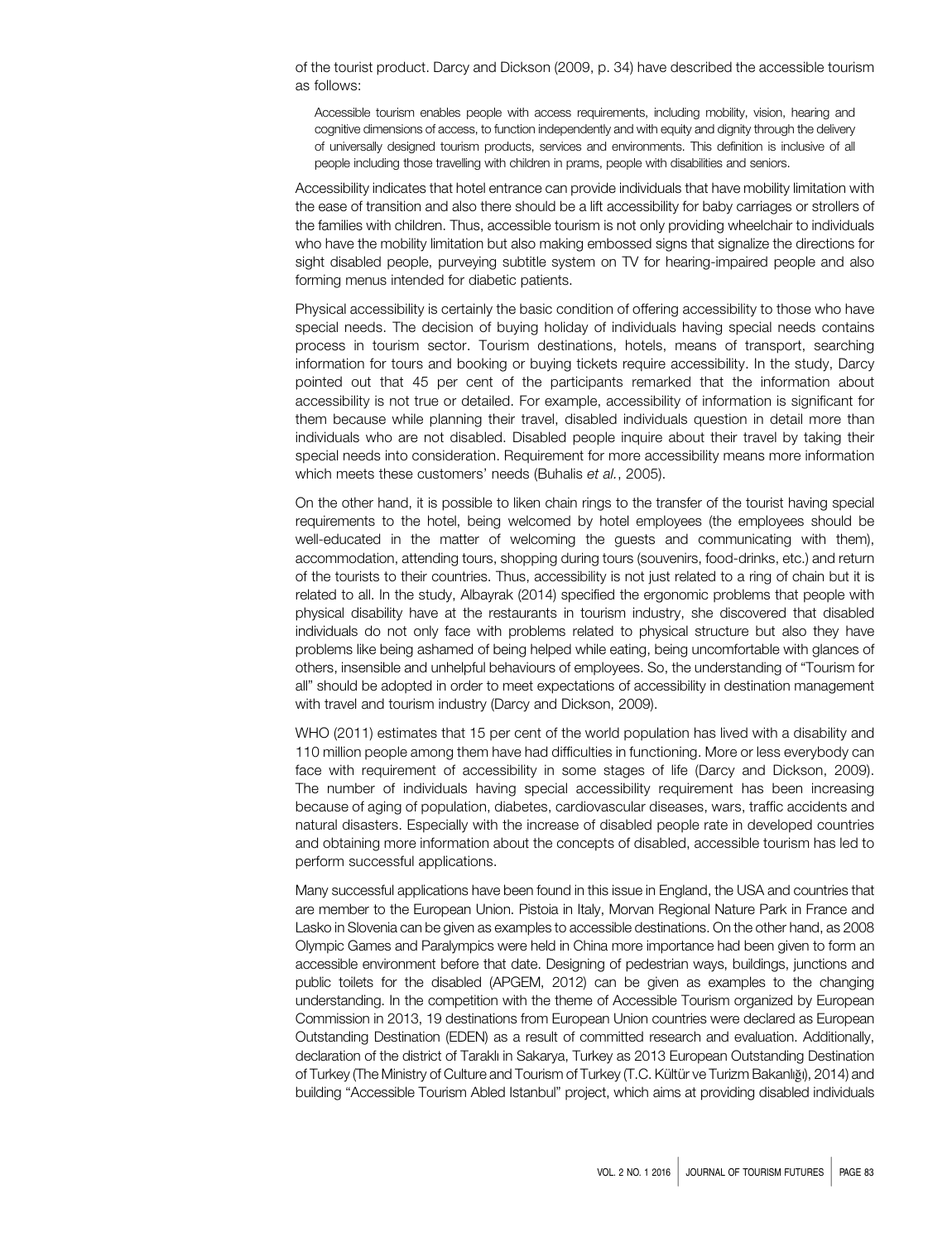of the tourist product. Darcy and Dickson (2009, p. 34) have described the accessible tourism as follows:

> Accessible tourism enables people with access requirements, including mobility, vision, hearing and cognitive dimensions of access, to function independently and with equity and dignity through the delivery of universally designed tourism products, services and environments. This definition is inclusive of all people including those travelling with children in prams, people with disabilities and seniors.

Accessibility indicates that hotel entrance can provide individuals that have mobility limitation with the ease of transition and also there should be a lift accessibility for baby carriages or strollers of the families with children. Thus, accessible tourism is not only providing wheelchair to individuals who have the mobility limitation but also making embossed signs that signalize the directions for sight disabled people, purveying subtitle system on TV for hearing-impaired people and also forming menus intended for diabetic patients.

Physical accessibility is certainly the basic condition of offering accessibility to those who have special needs. The decision of buying holiday of individuals having special needs contains process in tourism sector. Tourism destinations, hotels, means of transport, searching information for tours and booking or buying tickets require accessibility. In the study, Darcy pointed out that 45 per cent of the participants remarked that the information about accessibility is not true or detailed. For example, accessibility of information is significant for them because while planning their travel, disabled individuals question in detail more than individuals who are not disabled. Disabled people inquire about their travel by taking their special needs into consideration. Requirement for more accessibility means more information which meets these customers' needs (Buhalis *et al.*, 2005).

On the other hand, it is possible to liken chain rings to the transfer of the tourist having special requirements to the hotel, being welcomed by hotel employees (the employees should be well-educated in the matter of welcoming the guests and communicating with them), accommodation, attending tours, shopping during tours (souvenirs, food-drinks, etc.) and return of the tourists to their countries. Thus, accessibility is not just related to a ring of chain but it is related to all. In the study, Albayrak (2014) specified the ergonomic problems that people with physical disability have at the restaurants in tourism industry, she discovered that disabled individuals do not only face with problems related to physical structure but also they have problems like being ashamed of being helped while eating, being uncomfortable with glances of others, insensible and unhelpful behaviours of employees. So, the understanding of "Tourism for all" should be adopted in order to meet expectations of accessibility in destination management with travel and tourism industry (Darcy and Dickson, 2009).

WHO (2011) estimates that 15 per cent of the world population has lived with a disability and 110 million people among them have had difficulties in functioning. More or less everybody can face with requirement of accessibility in some stages of life (Darcy and Dickson, 2009). The number of individuals having special accessibility requirement has been increasing because of aging of population, diabetes, cardiovascular diseases, wars, traffic accidents and natural disasters. Especially with the increase of disabled people rate in developed countries and obtaining more information about the concepts of disabled, accessible tourism has led to perform successful applications.

Many successful applications have been found in this issue in England, the USA and countries that are member to the European Union. Pistoia in Italy, Morvan Regional Nature Park in France and Lasko in Slovenia can be given as examples to accessible destinations. On the other hand, as 2008 Olympic Games and Paralympics were held in China more importance had been given to form an accessible environment before that date. Designing of pedestrian ways, buildings, junctions and public toilets for the disabled (APGEM, 2012) can be given as examples to the changing understanding. In the competition with the theme of Accessible Tourism organized by European Commission in 2013, 19 destinations from European Union countries were declared as European Outstanding Destination (EDEN) as a result of committed research and evaluation. Additionally, declaration of the district of Taraklı in Sakarya, Turkey as 2013 European Outstanding Destination of Turkey (The Ministry of Culture and Tourism of Turkey (T.C. Kültür ve Turizm Bakanlığı), 2014) and building "Accessible Tourism Abled Istanbul" project, which aims at providing disabled individuals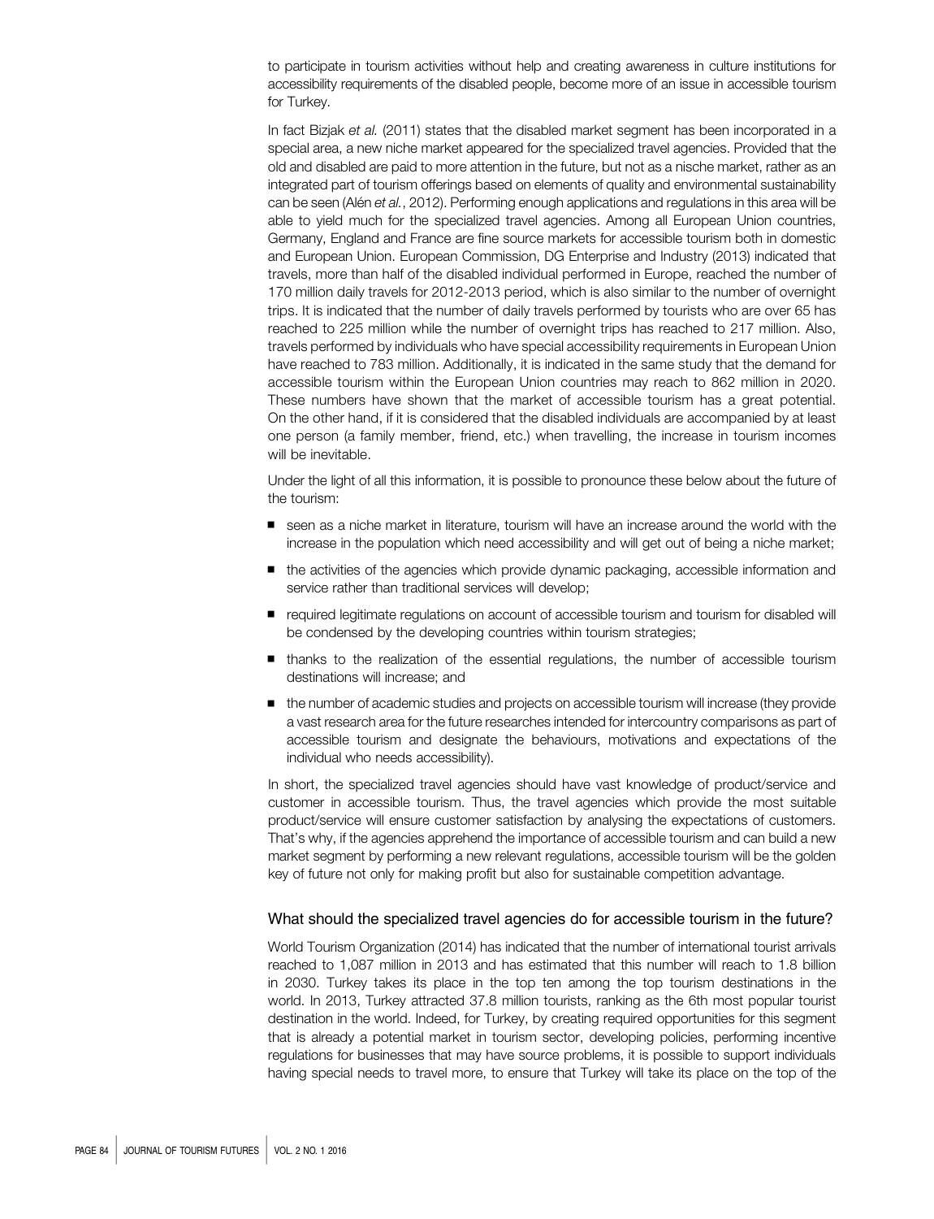to participate in tourism activities without help and creating awareness in culture institutions for accessibility requirements of the disabled people, become more of an issue in accessible tourism for Turkey.

In fact Bizjak *et al.* (2011) states that the disabled market segment has been incorporated in a special area, a new niche market appeared for the specialized travel agencies. Provided that the old and disabled are paid to more attention in the future, but not as a nische market, rather as an integrated part of tourism offerings based on elements of quality and environmental sustainability can be seen (Alén *et al.*, 2012). Performing enough applications and regulations in this area will be able to yield much for the specialized travel agencies. Among all European Union countries, Germany, England and France are fine source markets for accessible tourism both in domestic and European Union. European Commission, DG Enterprise and Industry (2013) indicated that travels, more than half of the disabled individual performed in Europe, reached the number of 170 million daily travels for 2012-2013 period, which is also similar to the number of overnight trips. It is indicated that the number of daily travels performed by tourists who are over 65 has reached to 225 million while the number of overnight trips has reached to 217 million. Also, travels performed by individuals who have special accessibility requirements in European Union have reached to 783 million. Additionally, it is indicated in the same study that the demand for accessible tourism within the European Union countries may reach to 862 million in 2020. These numbers have shown that the market of accessible tourism has a great potential. On the other hand, if it is considered that the disabled individuals are accompanied by at least one person (a family member, friend, etc.) when travelling, the increase in tourism incomes will be inevitable.

Under the light of all this information, it is possible to pronounce these below about the future of the tourism:

- seen as a niche market in literature, tourism will have an increase around the world with the increase in the population which need accessibility and will get out of being a niche market;
- the activities of the agencies which provide dynamic packaging, accessible information and service rather than traditional services will develop;
- required legitimate regulations on account of accessible tourism and tourism for disabled will be condensed by the developing countries within tourism strategies;
- thanks to the realization of the essential regulations, the number of accessible tourism destinations will increase; and
- the number of academic studies and projects on accessible tourism will increase (they provide a vast research area for the future researches intended for intercountry comparisons as part of accessible tourism and designate the behaviours, motivations and expectations of the individual who needs accessibility).

In short, the specialized travel agencies should have vast knowledge of product/service and customer in accessible tourism. Thus, the travel agencies which provide the most suitable product/service will ensure customer satisfaction by analysing the expectations of customers. That's why, if the agencies apprehend the importance of accessible tourism and can build a new market segment by performing a new relevant regulations, accessible tourism will be the golden key of future not only for making profit but also for sustainable competition advantage.

## What should the specialized travel agencies do for accessible tourism in the future?

World Tourism Organization (2014) has indicated that the number of international tourist arrivals reached to 1,087 million in 2013 and has estimated that this number will reach to 1.8 billion in 2030. Turkey takes its place in the top ten among the top tourism destinations in the world. In 2013, Turkey attracted 37.8 million tourists, ranking as the 6th most popular tourist destination in the world. Indeed, for Turkey, by creating required opportunities for this segment that is already a potential market in tourism sector, developing policies, performing incentive regulations for businesses that may have source problems, it is possible to support individuals having special needs to travel more, to ensure that Turkey will take its place on the top of the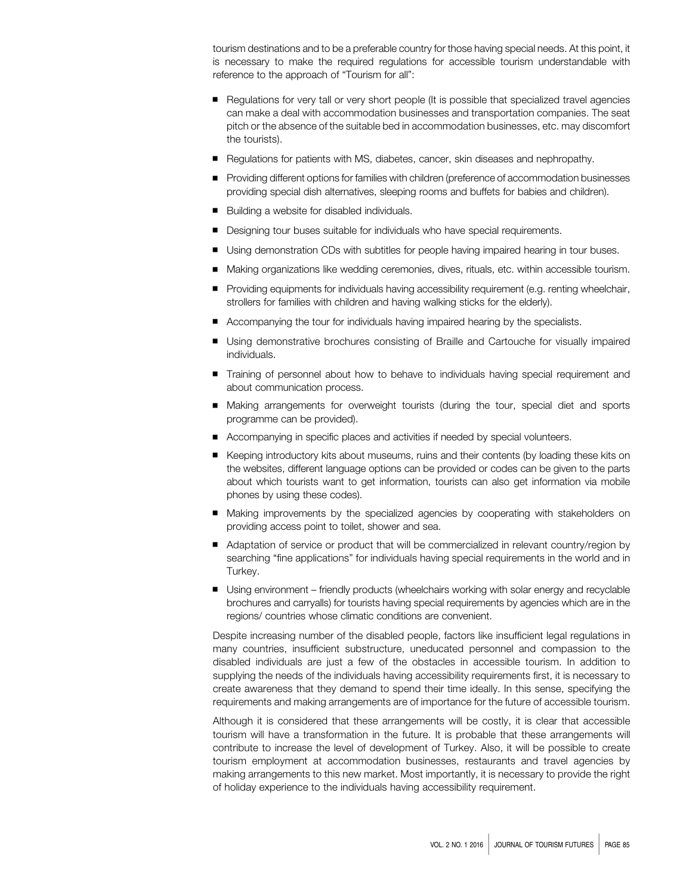tourism destinations and to be a preferable country for those having special needs. At this point, it is necessary to make the required regulations for accessible tourism understandable with reference to the approach of "Tourism for all":

- Regulations for very tall or very short people (It is possible that specialized travel agencies can make a deal with accommodation businesses and transportation companies. The seat pitch or the absence of the suitable bed in accommodation businesses, etc. may discomfort the tourists).
- Regulations for patients with MS, diabetes, cancer, skin diseases and nephropathy.
- Providing different options for families with children (preference of accommodation businesses providing special dish alternatives, sleeping rooms and buffets for babies and children).
- Building a website for disabled individuals.
- Designing tour buses suitable for individuals who have special requirements.
- Using demonstration CDs with subtitles for people having impaired hearing in tour buses.
- Making organizations like wedding ceremonies, dives, rituals, etc. within accessible tourism.
- Providing equipments for individuals having accessibility requirement (e.g. renting wheelchair, strollers for families with children and having walking sticks for the elderly).
- Accompanying the tour for individuals having impaired hearing by the specialists.
- Using demonstrative brochures consisting of Braille and Cartouche for visually impaired individuals.
- Training of personnel about how to behave to individuals having special requirement and about communication process.
- Making arrangements for overweight tourists (during the tour, special diet and sports programme can be provided).
- Accompanying in specific places and activities if needed by special volunteers.
- Keeping introductory kits about museums, ruins and their contents (by loading these kits on the websites, different language options can be provided or codes can be given to the parts about which tourists want to get information, tourists can also get information via mobile phones by using these codes).
- Making improvements by the specialized agencies by cooperating with stakeholders on providing access point to toilet, shower and sea.
- Adaptation of service or product that will be commercialized in relevant country/region by searching "fine applications" for individuals having special requirements in the world and in Turkey.
- Using environment – friendly products (wheelchairs working with solar energy and recyclable brochures and carryalls) for tourists having special requirements by agencies which are in the regions/ countries whose climatic conditions are convenient.

Despite increasing number of the disabled people, factors like insufficient legal regulations in many countries, insufficient substructure, uneducated personnel and compassion to the disabled individuals are just a few of the obstacles in accessible tourism. In addition to supplying the needs of the individuals having accessibility requirements first, it is necessary to create awareness that they demand to spend their time ideally. In this sense, specifying the requirements and making arrangements are of importance for the future of accessible tourism.

Although it is considered that these arrangements will be costly, it is clear that accessible tourism will have a transformation in the future. It is probable that these arrangements will contribute to increase the level of development of Turkey. Also, it will be possible to create tourism employment at accommodation businesses, restaurants and travel agencies by making arrangements to this new market. Most importantly, it is necessary to provide the right of holiday experience to the individuals having accessibility requirement.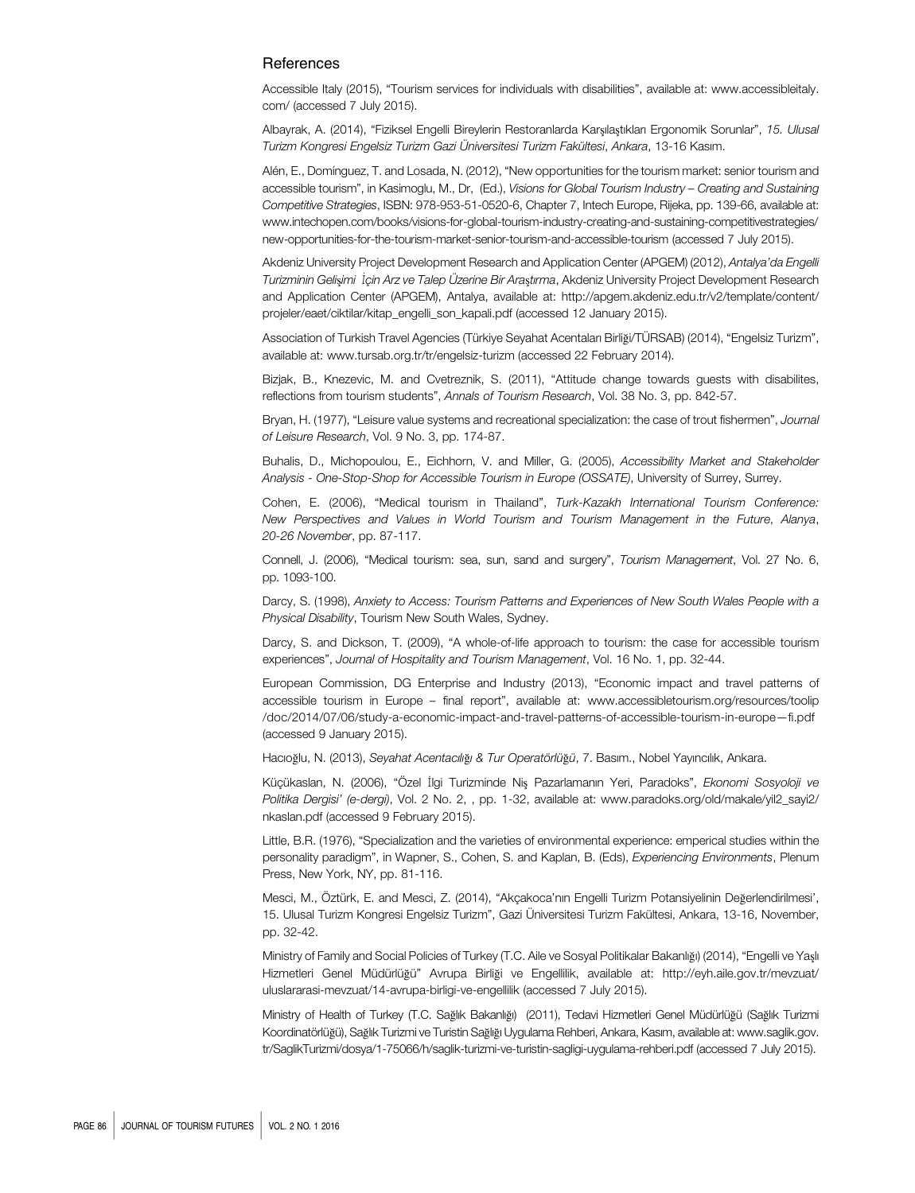## References

Accessible Italy (2015), "Tourism services for individuals with disabilities", available at: www.accessibleitaly.com/ (accessed 7 July 2015).

Albayrak, A. (2014), "Fiziksel Engelli Bireylerin Restoranlarda Karşılaştıkları Ergonomik Sorunlar", *15. Ulusal Turizm Kongresi Engelsiz Turizm Gazi Üniversitesi Turizm Fakültesi*, *Ankara*, 13-16 Kasım.

Alén, E., Domínguez, T. and Losada, N. (2012), "New opportunities for the tourism market: senior tourism and accessible tourism", in Kasimoglu, M., Dr, (Ed.), *Visions for Global Tourism Industry – Creating and Sustaining Competitive Strategies*, ISBN: 978-953-51-0520-6, Chapter 7, Intech Europe, Rijeka, pp. 139-66, available at: www.intechopen.com/books/visions-for-global-tourism-industry-creating-and-sustaining-competitivestrategies/new-opportunities-for-the-tourism-market-senior-tourism-and-accessible-tourism (accessed 7 July 2015).

Akdeniz University Project Development Research and Application Center (APGEM) (2012), *Antalya'da Engelli Turizminin Gelişimi İçin Arz ve Talep Üzerine Bir Araştırma*, Akdeniz University Project Development Research and Application Center (APGEM), Antalya, available at: http://apgem.akdeniz.edu.tr/v2/template/content/projeler/eaet/ciktilar/kitap_engelli_son_kapali.pdf (accessed 12 January 2015).

Association of Turkish Travel Agencies (Türkiye Seyahat Acentaları Birliği/TÜRSAB) (2014), "Engelsiz Turizm", available at: www.tursab.org.tr/tr/engelsiz-turizm (accessed 22 February 2014).

Bizjak, B., Knezevic, M. and Cvetreznik, S. (2011), "Attitude change towards guests with disabilites, reflections from tourism students", *Annals of Tourism Research*, Vol. 38 No. 3, pp. 842-57.

Bryan, H. (1977), "Leisure value systems and recreational specialization: the case of trout fishermen", *Journal of Leisure Research*, Vol. 9 No. 3, pp. 174-87.

Buhalis, D., Michopoulou, E., Eichhorn, V. and Miller, G. (2005), *Accessibility Market and Stakeholder Analysis - One-Stop-Shop for Accessible Tourism in Europe (OSSATE)*, University of Surrey, Surrey.

Cohen, E. (2006), "Medical tourism in Thailand", *Turk-Kazakh International Tourism Conference: New Perspectives and Values in World Tourism and Tourism Management in the Future*, *Alanya*, *20-26 November*, pp. 87-117.

Connell, J. (2006), "Medical tourism: sea, sun, sand and surgery", *Tourism Management*, Vol. 27 No. 6, pp. 1093-100.

Darcy, S. (1998), *Anxiety to Access: Tourism Patterns and Experiences of New South Wales People with a Physical Disability*, Tourism New South Wales, Sydney.

Darcy, S. and Dickson, T. (2009), "A whole-of-life approach to tourism: the case for accessible tourism experiences", *Journal of Hospitality and Tourism Management*, Vol. 16 No. 1, pp. 32-44.

European Commission, DG Enterprise and Industry (2013), "Economic impact and travel patterns of accessible tourism in Europe – final report", available at: www.accessibletourism.org/resources/toolip/doc/2014/07/06/study-a-economic-impact-and-travel-patterns-of-accessible-tourism-in-europe—fi.pdf (accessed 9 January 2015).

Hacıoğlu, N. (2013), *Seyahat Acentacılığı & Tur Operatörlüğü*, 7. Basım., Nobel Yayıncılık, Ankara.

Küçükaslan, N. (2006), "Özel İlgi Turizminde Niş Pazarlamanın Yeri, Paradoks", *Ekonomi Sosyoloji ve Politika Dergisi' (e-dergi)*, Vol. 2 No. 2, , pp. 1-32, available at: www.paradoks.org/old/makale/yil2_sayi2/nkaslan.pdf (accessed 9 February 2015).

Little, B.R. (1976), "Specialization and the varieties of environmental experience: emperical studies within the personality paradigm", in Wapner, S., Cohen, S. and Kaplan, B. (Eds), *Experiencing Environments*, Plenum Press, New York, NY, pp. 81-116.

Mesci, M., Öztürk, E. and Mesci, Z. (2014), "Akçakoca'nın Engelli Turizm Potansiyelinin Değerlendirilmesi', 15. Ulusal Turizm Kongresi Engelsiz Turizm", Gazi Üniversitesi Turizm Fakültesi, Ankara, 13-16, November, pp. 32-42.

Ministry of Family and Social Policies of Turkey (T.C. Aile ve Sosyal Politikalar Bakanlığı) (2014), "Engelli ve Yaşlı Hizmetleri Genel Müdürlüğü" Avrupa Birliği ve Engellilik, available at: http://eyh.aile.gov.tr/mevzuat/uluslararasi-mevzuat/14-avrupa-birligi-ve-engellilik (accessed 7 July 2015).

Ministry of Health of Turkey (T.C. Sağlık Bakanlığı) (2011), Tedavi Hizmetleri Genel Müdürlüğü (Sağlık Turizmi Koordinatörlüğü), Sağlık Turizmi ve Turistin Sağlığı Uygulama Rehberi, Ankara, Kasım, available at: www.saglik.gov.tr/SaglikTurizmi/dosya/1-75066/h/saglik-turizmi-ve-turistin-sagligi-uygulama-rehberi.pdf (accessed 7 July 2015).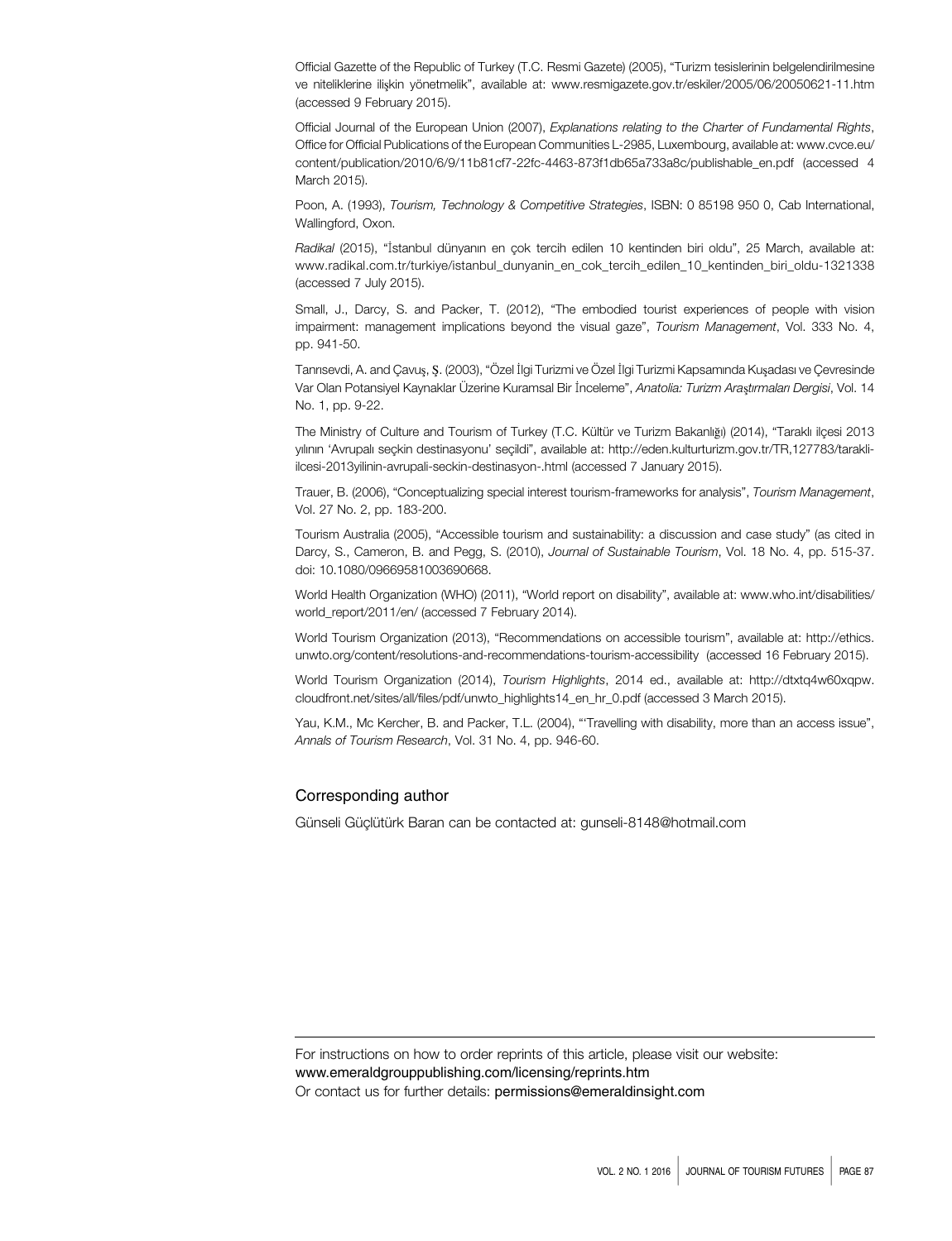Official Gazette of the Republic of Turkey (T.C. Resmi Gazete) (2005), "Turizm tesislerinin belgelendirilmesine ve niteliklerine ilişkin yönetmelik", available at: www.resmigazete.gov.tr/eskiler/2005/06/20050621-11.htm (accessed 9 February 2015).

Official Journal of the European Union (2007), *Explanations relating to the Charter of Fundamental Rights*, Office for Official Publications of the European Communities L-2985, Luxembourg, available at: www.cvce.eu/content/publication/2010/6/9/11b81cf7-22fc-4463-873f1db65a733a8c/publishable_en.pdf (accessed 4 March 2015).

Poon, A. (1993), *Tourism, Technology & Competitive Strategies*, ISBN: 0 85198 950 0, Cab International, Wallingford, Oxon.

*Radikal* (2015), "İstanbul dünyanın en çok tercih edilen 10 kentinden biri oldu", 25 March, available at: www.radikal.com.tr/turkiye/istanbul_dunyanin_en_cok_tercih_edilen_10_kentinden_biri_oldu-1321338 (accessed 7 July 2015).

Small, J., Darcy, S. and Packer, T. (2012), "The embodied tourist experiences of people with vision impairment: management implications beyond the visual gaze", *Tourism Management*, Vol. 333 No. 4, pp. 941-50.

Tanrısevdi, A. and Çavuş, Ş. (2003), "Özel İlgi Turizmi ve Özel İlgi Turizmi Kapsamında Kuşadası ve Çevresinde Var Olan Potansiyel Kaynaklar Üzerine Kuramsal Bir İnceleme", *Anatolia: Turizm Araştırmaları Dergisi*, Vol. 14 No. 1, pp. 9-22.

The Ministry of Culture and Tourism of Turkey (T.C. Kültür ve Turizm Bakanlığı) (2014), "Taraklı ilçesi 2013 yılının 'Avrupalı seçkin destinasyonu' seçildi", available at: http://eden.kulturturizm.gov.tr/TR,127783/tarakli-ilcesi-2013yilinin-avrupali-seckin-destinasyon-.html (accessed 7 January 2015).

Trauer, B. (2006), "Conceptualizing special interest tourism-frameworks for analysis", *Tourism Management*, Vol. 27 No. 2, pp. 183-200.

Tourism Australia (2005), "Accessible tourism and sustainability: a discussion and case study" (as cited in Darcy, S., Cameron, B. and Pegg, S. (2010), *Journal of Sustainable Tourism*, Vol. 18 No. 4, pp. 515-37. doi: 10.1080/09669581003690668.

World Health Organization (WHO) (2011), "World report on disability", available at: www.who.int/disabilities/world_report/2011/en/ (accessed 7 February 2014).

World Tourism Organization (2013), "Recommendations on accessible tourism", available at: http://ethics.unwto.org/content/resolutions-and-recommendations-tourism-accessibility (accessed 16 February 2015).

World Tourism Organization (2014), *Tourism Highlights*, 2014 ed., available at: http://dtxtq4w60xqpw.cloudfront.net/sites/all/files/pdf/unwto_highlights14_en_hr_0.pdf (accessed 3 March 2015).

Yau, K.M., Mc Kercher, B. and Packer, T.L. (2004), "'Travelling with disability, more than an access issue", *Annals of Tourism Research*, Vol. 31 No. 4, pp. 946-60.

## Corresponding author

Günseli Güçlütürk Baran can be contacted at: gunseli-8148@hotmail.com

For instructions on how to order reprints of this article, please visit our website:
www.emeraldgrouppublishing.com/licensing/reprints.htm
Or contact us for further details: permissions@emeraldinsight.com